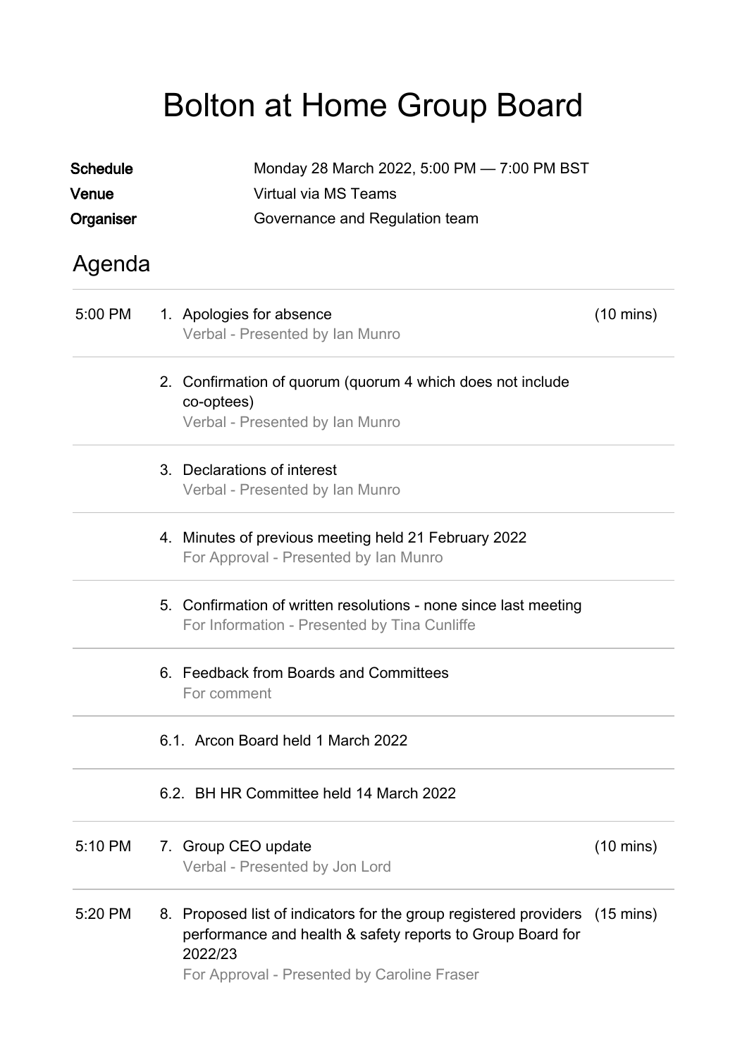# Bolton at Home Group Board

**Schedule** Monday 28 March 2022, 5:00 PM — 7:00 PM BST
**Venue** Virtual via MS Teams
**Organiser** Governance and Regulation team

## Agenda

| Time | Item | Duration |
|---|---|---|
| 5:00 PM | 1. Apologies for absence<br>Verbal - Presented by Ian Munro | (10 mins) |
| | 2. Confirmation of quorum (quorum 4 which does not include co-optees)<br>Verbal - Presented by Ian Munro | |
| | 3. Declarations of interest<br>Verbal - Presented by Ian Munro | |
| | 4. Minutes of previous meeting held 21 February 2022<br>For Approval - Presented by Ian Munro | |
| | 5. Confirmation of written resolutions - none since last meeting<br>For Information - Presented by Tina Cunliffe | |
| | 6. Feedback from Boards and Committees<br>For comment | |
| | 6.1. Arcon Board held 1 March 2022 | |
| | 6.2. BH HR Committee held 14 March 2022 | |
| 5:10 PM | 7. Group CEO update<br>Verbal - Presented by Jon Lord | (10 mins) |
| 5:20 PM | 8. Proposed list of indicators for the group registered providers performance and health & safety reports to Group Board for 2022/23<br>For Approval - Presented by Caroline Fraser | (15 mins) |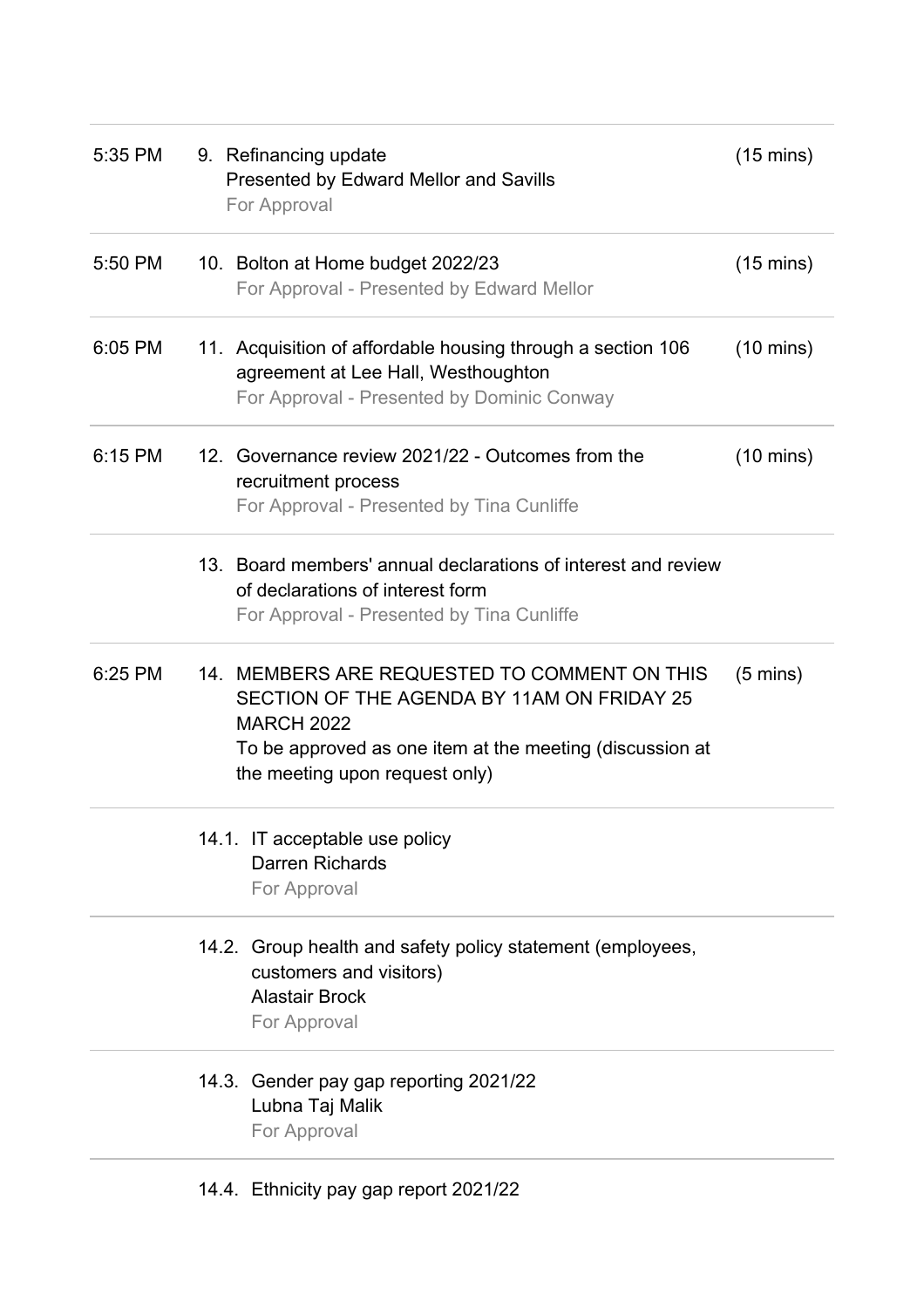| Time | Item | Duration |
|---|---|---|
| 5:35 PM | 9. Refinancing update<br>Presented by Edward Mellor and Savills<br>For Approval | (15 mins) |
| 5:50 PM | 10. Bolton at Home budget 2022/23<br>For Approval - Presented by Edward Mellor | (15 mins) |
| 6:05 PM | 11. Acquisition of affordable housing through a section 106 agreement at Lee Hall, Westhoughton<br>For Approval - Presented by Dominic Conway | (10 mins) |
| 6:15 PM | 12. Governance review 2021/22 - Outcomes from the recruitment process<br>For Approval - Presented by Tina Cunliffe | (10 mins) |
| | 13. Board members' annual declarations of interest and review of declarations of interest form<br>For Approval - Presented by Tina Cunliffe | |
| 6:25 PM | 14. MEMBERS ARE REQUESTED TO COMMENT ON THIS SECTION OF THE AGENDA BY 11AM ON FRIDAY 25 MARCH 2022<br>To be approved as one item at the meeting (discussion at the meeting upon request only) | (5 mins) |
| | 14.1. IT acceptable use policy<br>Darren Richards<br>For Approval | |
| | 14.2. Group health and safety policy statement (employees, customers and visitors)<br>Alastair Brock<br>For Approval | |
| | 14.3. Gender pay gap reporting 2021/22<br>Lubna Taj Malik<br>For Approval | |
| | 14.4. Ethnicity pay gap report 2021/22 | |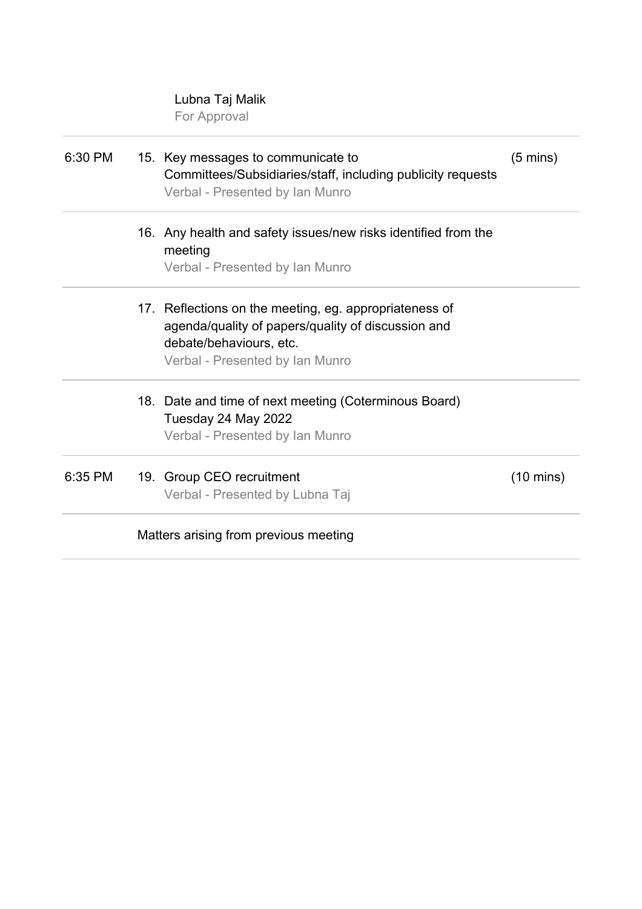Lubna Taj Malik
For Approval

| | | |
|---|---|---|
| 6:30 PM | 15. Key messages to communicate to Committees/Subsidiaries/staff, including publicity requests<br>Verbal - Presented by Ian Munro | (5 mins) |
| | 16. Any health and safety issues/new risks identified from the meeting<br>Verbal - Presented by Ian Munro | |
| | 17. Reflections on the meeting, eg. appropriateness of agenda/quality of papers/quality of discussion and debate/behaviours, etc.<br>Verbal - Presented by Ian Munro | |
| | 18. Date and time of next meeting (Coterminous Board) Tuesday 24 May 2022<br>Verbal - Presented by Ian Munro | |
| 6:35 PM | 19. Group CEO recruitment<br>Verbal - Presented by Lubna Taj | (10 mins) |
| | Matters arising from previous meeting | |